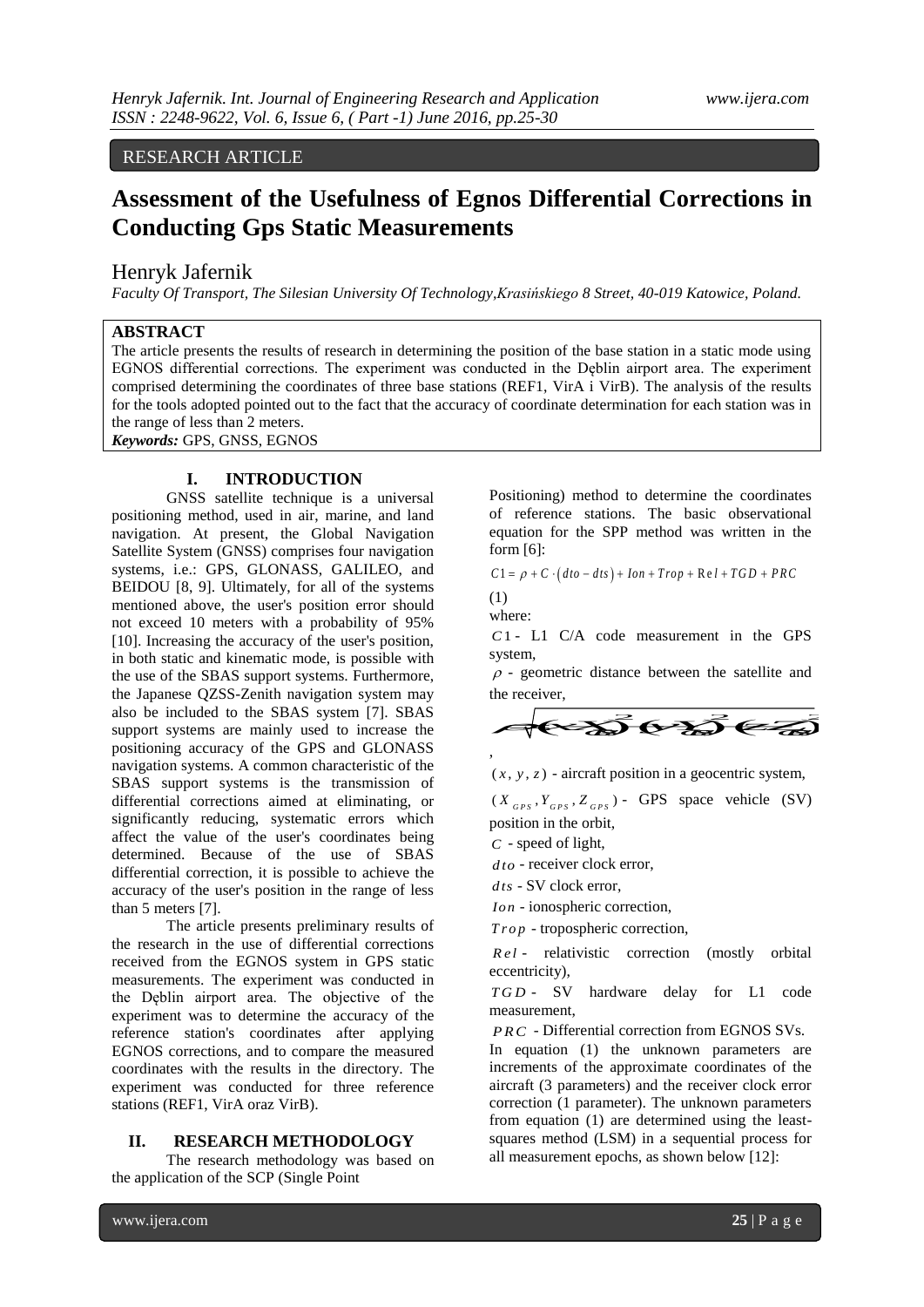RESEARCH ARTICLE

# Assessment of the Usefulness of Egnos Differential Corrections in Conducting Gps Static Measurements

Henryk Jafernik

*Faculty Of Transport, The Silesian University Of Technology,Krasińskiego 8 Street, 40-019 Katowice, Poland.*

**ABSTRACT**

The article presents the results of research in determining the position of the base station in a static mode using EGNOS differential corrections. The experiment was conducted in the Dęblin airport area. The experiment comprised determining the coordinates of three base stations (REF1, VirA i VirB). The analysis of the results for the tools adopted pointed out to the fact that the accuracy of coordinate determination for each station was in the range of less than 2 meters.

***Keywords:*** GPS, GNSS, EGNOS

## I. INTRODUCTION

GNSS satellite technique is a universal positioning method, used in air, marine, and land navigation. At present, the Global Navigation Satellite System (GNSS) comprises four navigation systems, i.e.: GPS, GLONASS, GALILEO, and BEIDOU [8, 9]. Ultimately, for all of the systems mentioned above, the user's position error should not exceed 10 meters with a probability of 95% [10]. Increasing the accuracy of the user's position, in both static and kinematic mode, is possible with the use of the SBAS support systems. Furthermore, the Japanese QZSS-Zenith navigation system may also be included to the SBAS system [7]. SBAS support systems are mainly used to increase the positioning accuracy of the GPS and GLONASS navigation systems. A common characteristic of the SBAS support systems is the transmission of differential corrections aimed at eliminating, or significantly reducing, systematic errors which affect the value of the user's coordinates being determined. Because of the use of SBAS differential correction, it is possible to achieve the accuracy of the user's position in the range of less than 5 meters [7].

The article presents preliminary results of the research in the use of differential corrections received from the EGNOS system in GPS static measurements. The experiment was conducted in the Dęblin airport area. The objective of the experiment was to determine the accuracy of the reference station's coordinates after applying EGNOS corrections, and to compare the measured coordinates with the results in the directory. The experiment was conducted for three reference stations (REF1, VirA oraz VirB).

## II. RESEARCH METHODOLOGY

The research methodology was based on the application of the SCP (Single Point Positioning) method to determine the coordinates of reference stations. The basic observational equation for the SPP method was written in the form [6]:

$$C1 = \rho + C \cdot (dto - dts) + Ion + Trop + Rel + TGD + PRC \quad (1)$$

where:

$C1$ - L1 C/A code measurement in the GPS system,

$\rho$ - geometric distance between the satellite and the receiver,

$$\rho = \sqrt{(x - X_{GPS})^2 + (y - Y_{GPS})^2 + (z - Z_{GPS})^2},$$

$(x, y, z)$ - aircraft position in a geocentric system,

$(X_{GPS}, Y_{GPS}, Z_{GPS})$ - GPS space vehicle (SV) position in the orbit,

$C$ - speed of light,

$dto$ - receiver clock error,

$dts$ - SV clock error,

$Ion$ - ionospheric correction,

$Trop$ - tropospheric correction,

$Rel$ - relativistic correction (mostly orbital eccentricity),

$TGD$ - SV hardware delay for L1 code measurement,

$PRC$ - Differential correction from EGNOS SVs.

In equation (1) the unknown parameters are increments of the approximate coordinates of the aircraft (3 parameters) and the receiver clock error correction (1 parameter). The unknown parameters from equation (1) are determined using the least-squares method (LSM) in a sequential process for all measurement epochs, as shown below [12]: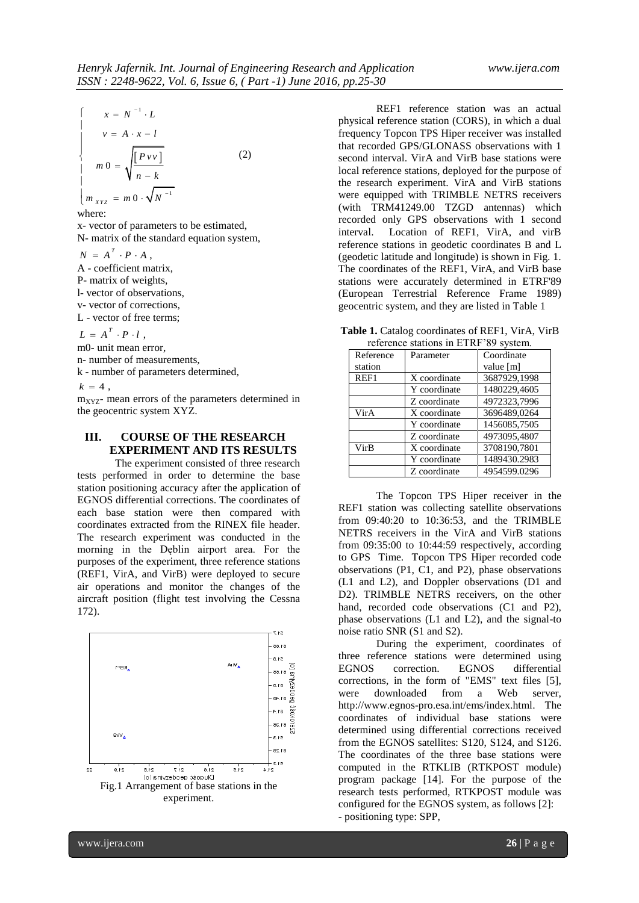$$
\begin{cases}
x = N^{-1} \cdot L \\
v = A \cdot x - l \\
m0 = \sqrt{\dfrac{[Pvv]}{n-k}} \\
m_{XYZ} = m0 \cdot \sqrt{N^{-1}}
\end{cases}
\qquad (2)
$$

where:

x- vector of parameters to be estimated,

N- matrix of the standard equation system,

$N = A^T \cdot P \cdot A$,

A - coefficient matrix,

P- matrix of weights,

l- vector of observations,

v- vector of corrections,

L - vector of free terms;

$L = A^T \cdot P \cdot l$,

m0- unit mean error,

n- number of measurements,

k - number of parameters determined,

$k = 4$,

$m_{XYZ}$- mean errors of the parameters determined in the geocentric system XYZ.

## III. COURSE OF THE RESEARCH EXPERIMENT AND ITS RESULTS

The experiment consisted of three research tests performed in order to determine the base station positioning accuracy after the application of EGNOS differential corrections. The coordinates of each base station were then compared with coordinates extracted from the RINEX file header. The research experiment was conducted in the morning in the Dęblin airport area. For the purposes of the experiment, three reference stations (REF1, VirA, and VirB) were deployed to secure air operations and monitor the changes of the aircraft position (flight test involving the Cessna 172).

Fig.1 Arrangement of base stations in the experiment.

REF1 reference station was an actual physical reference station (CORS), in which a dual frequency Topcon TPS Hiper receiver was installed that recorded GPS/GLONASS observations with 1 second interval. VirA and VirB base stations were local reference stations, deployed for the purpose of the research experiment. VirA and VirB stations were equipped with TRIMBLE NETRS receivers (with TRM41249.00 TZGD antennas) which recorded only GPS observations with 1 second interval. Location of REF1, VirA, and virB reference stations in geodetic coordinates B and L (geodetic latitude and longitude) is shown in Fig. 1. The coordinates of the REF1, VirA, and VirB base stations were accurately determined in ETRF'89 (European Terrestrial Reference Frame 1989) geocentric system, and they are listed in Table 1

**Table 1.** Catalog coordinates of REF1, VirA, VirB reference stations in ETRF'89 system.

| Reference station | Parameter | Coordinate value [m] |
|---|---|---|
| REF1 | X coordinate | 3687929,1998 |
| | Y coordinate | 1480229,4605 |
| | Z coordinate | 4972323,7996 |
| VirA | X coordinate | 3696489,0264 |
| | Y coordinate | 1456085,7505 |
| | Z coordinate | 4973095,4807 |
| VirB | X coordinate | 3708190,7801 |
| | Y coordinate | 1489430.2983 |
| | Z coordinate | 4954599.0296 |

The Topcon TPS Hiper receiver in the REF1 station was collecting satellite observations from 09:40:20 to 10:36:53, and the TRIMBLE NETRS receivers in the VirA and VirB stations from 09:35:00 to 10:44:59 respectively, according to GPS Time. Topcon TPS Hiper recorded code observations (P1, C1, and P2), phase observations (L1 and L2), and Doppler observations (D1 and D2). TRIMBLE NETRS receivers, on the other hand, recorded code observations (C1 and P2), phase observations (L1 and L2), and the signal-to noise ratio SNR (S1 and S2).

During the experiment, coordinates of three reference stations were determined using EGNOS correction. EGNOS differential corrections, in the form of "EMS" text files [5], were downloaded from a Web server, http://www.egnos-pro.esa.int/ems/index.html. The coordinates of individual base stations were determined using differential corrections received from the EGNOS satellites: S120, S124, and S126. The coordinates of the three base stations were computed in the RTKLIB (RTKPOST module) program package [14]. For the purpose of the research tests performed, RTKPOST module was configured for the EGNOS system, as follows [2]:

- positioning type: SPP,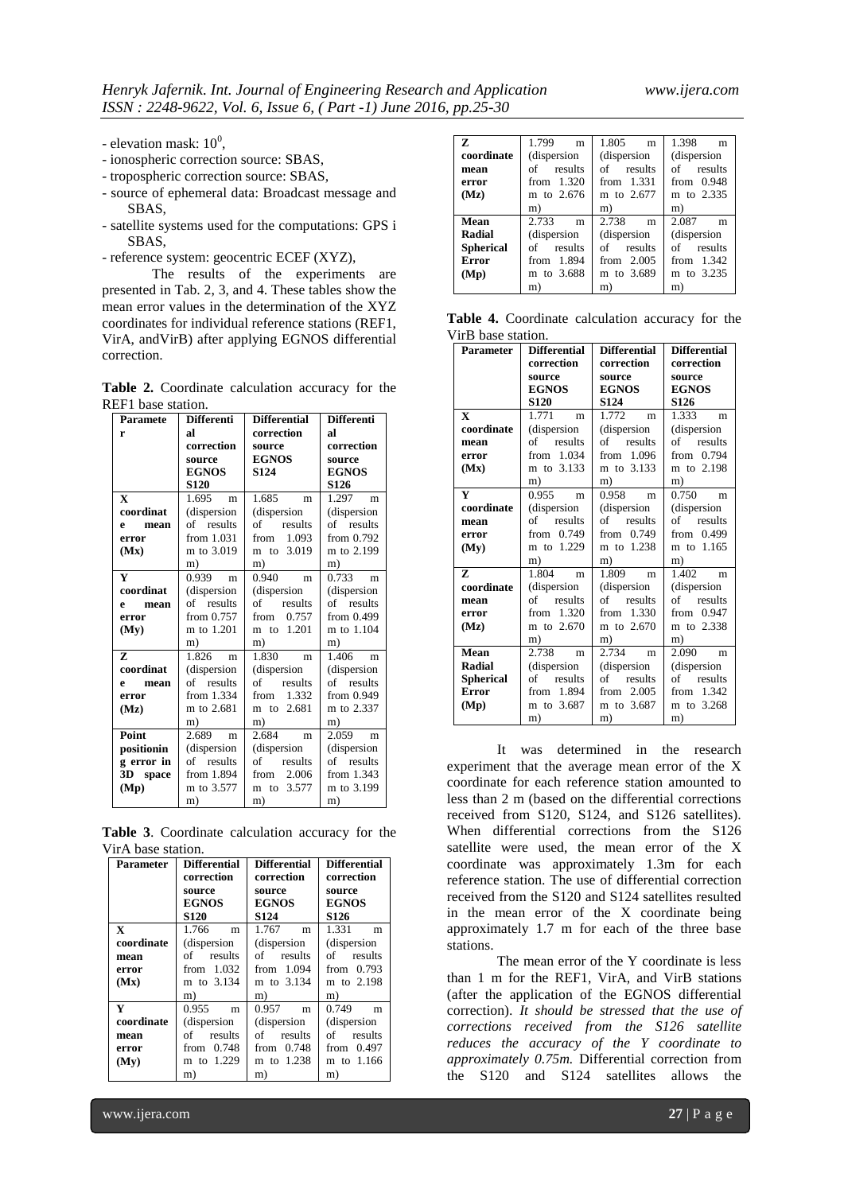- elevation mask: $10^0$,
- ionospheric correction source: SBAS,
- tropospheric correction source: SBAS,
- source of ephemeral data: Broadcast message and SBAS,
- satellite systems used for the computations: GPS i SBAS,
- reference system: geocentric ECEF (XYZ),

The results of the experiments are presented in Tab. 2, 3, and 4. These tables show the mean error values in the determination of the XYZ coordinates for individual reference stations (REF1, VirA, andVirB) after applying EGNOS differential correction.

**Table 2.** Coordinate calculation accuracy for the REF1 base station.

| Parameter | Differential correction source EGNOS S120 | Differential correction source EGNOS S124 | Differential correction source EGNOS S126 |
|---|---|---|---|
| **X coordinate mean error (Mx)** | 1.695 m (dispersion of results from 1.031 m to 3.019 m) | 1.685 m (dispersion of results from 1.093 m to 3.019 m) | 1.297 m (dispersion of results from 0.792 m to 2.199 m) |
| **Y coordinate mean error (My)** | 0.939 m (dispersion of results from 0.757 m to 1.201 m) | 0.940 m (dispersion of results from 0.757 m to 1.201 m) | 0.733 m (dispersion of results from 0.499 m to 1.104 m) |
| **Z coordinate mean error (Mz)** | 1.826 m (dispersion of results from 1.334 m to 2.681 m) | 1.830 m (dispersion of results from 1.332 m to 2.681 m) | 1.406 m (dispersion of results from 0.949 m to 2.337 m) |
| **Point positioning error in 3D space (Mp)** | 2.689 m (dispersion of results from 1.894 m to 3.577 m) | 2.684 m (dispersion of results from 2.006 m to 3.577 m) | 2.059 m (dispersion of results from 1.343 m to 3.199 m) |

**Table 3**. Coordinate calculation accuracy for the VirA base station.

| Parameter | Differential correction source EGNOS S120 | Differential correction source EGNOS S124 | Differential correction source EGNOS S126 |
|---|---|---|---|
| **X coordinate mean error (Mx)** | 1.766 m (dispersion of results from 1.032 m to 3.134 m) | 1.767 m (dispersion of results from 1.094 m to 3.134 m) | 1.331 m (dispersion of results from 0.793 m to 2.198 m) |
| **Y coordinate mean error (My)** | 0.955 m (dispersion of results from 0.748 m to 1.229 m) | 0.957 m (dispersion of results from 0.748 m to 1.238 m) | 0.749 m (dispersion of results from 0.497 m to 1.166 m) |
| **Z coordinate mean error (Mz)** | 1.799 m (dispersion of results from 1.320 m to 2.676 m) | 1.805 m (dispersion of results from 1.331 m to 2.677 m) | 1.398 m (dispersion of results from 0.948 m to 2.335 m) |
| **Mean Radial Spherical Error (Mp)** | 2.733 m (dispersion of results from 1.894 m to 3.688 m) | 2.738 m (dispersion of results from 2.005 m to 3.689 m) | 2.087 m (dispersion of results from 1.342 m to 3.235 m) |

**Table 4.** Coordinate calculation accuracy for the VirB base station.

| Parameter | Differential correction source EGNOS S120 | Differential correction source EGNOS S124 | Differential correction source EGNOS S126 |
|---|---|---|---|
| **X coordinate mean error (Mx)** | 1.771 m (dispersion of results from 1.034 m to 3.133 m) | 1.772 m (dispersion of results from 1.096 m to 3.133 m) | 1.333 m (dispersion of results from 0.794 m to 2.198 m) |
| **Y coordinate mean error (My)** | 0.955 m (dispersion of results from 0.749 m to 1.229 m) | 0.958 m (dispersion of results from 0.749 m to 1.238 m) | 0.750 m (dispersion of results from 0.499 m to 1.165 m) |
| **Z coordinate mean error (Mz)** | 1.804 m (dispersion of results from 1.320 m to 2.670 m) | 1.809 m (dispersion of results from 1.330 m to 2.670 m) | 1.402 m (dispersion of results from 0.947 m to 2.338 m) |
| **Mean Radial Spherical Error (Mp)** | 2.738 m (dispersion of results from 1.894 m to 3.687 m) | 2.734 m (dispersion of results from 2.005 m to 3.687 m) | 2.090 m (dispersion of results from 1.342 m to 3.268 m) |

It was determined in the research experiment that the average mean error of the X coordinate for each reference station amounted to less than 2 m (based on the differential corrections received from S120, S124, and S126 satellites). When differential corrections from the S126 satellite were used, the mean error of the X coordinate was approximately 1.3m for each reference station. The use of differential correction received from the S120 and S124 satellites resulted in the mean error of the X coordinate being approximately 1.7 m for each of the three base stations.

The mean error of the Y coordinate is less than 1 m for the REF1, VirA, and VirB stations (after the application of the EGNOS differential correction). *It should be stressed that the use of corrections received from the S126 satellite reduces the accuracy of the Y coordinate to approximately 0.75m.* Differential correction from the S120 and S124 satellites allows the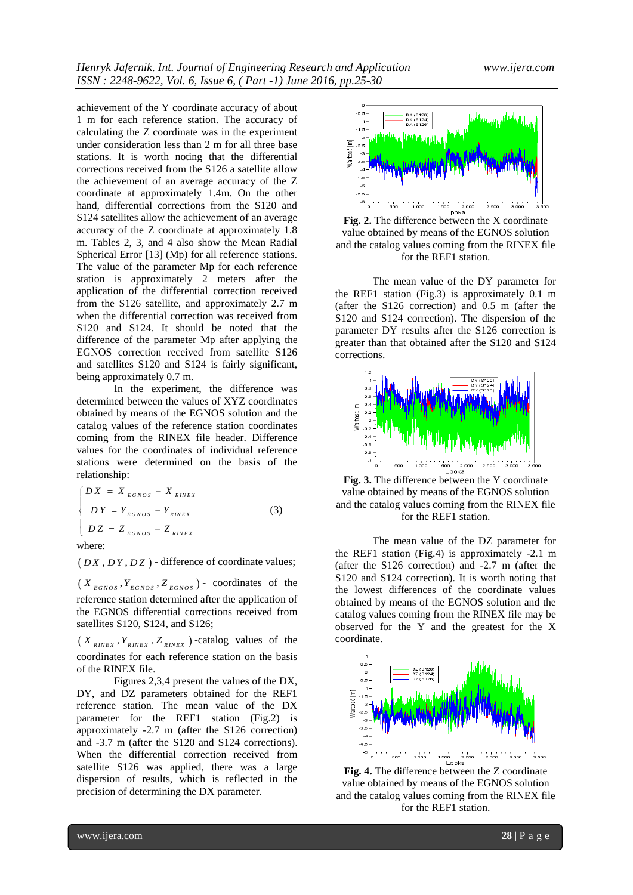achievement of the Y coordinate accuracy of about 1 m for each reference station. The accuracy of calculating the Z coordinate was in the experiment under consideration less than 2 m for all three base stations. It is worth noting that the differential corrections received from the S126 a satellite allow the achievement of an average accuracy of the Z coordinate at approximately 1.4m. On the other hand, differential corrections from the S120 and S124 satellites allow the achievement of an average accuracy of the Z coordinate at approximately 1.8 m. Tables 2, 3, and 4 also show the Mean Radial Spherical Error [13] (Mp) for all reference stations. The value of the parameter Mp for each reference station is approximately 2 meters after the application of the differential correction received from the S126 satellite, and approximately 2.7 m when the differential correction was received from S120 and S124. It should be noted that the difference of the parameter Mp after applying the EGNOS correction received from satellite S126 and satellites S120 and S124 is fairly significant, being approximately 0.7 m.

In the experiment, the difference was determined between the values of XYZ coordinates obtained by means of the EGNOS solution and the catalog values of the reference station coordinates coming from the RINEX file header. Difference values for the coordinates of individual reference stations were determined on the basis of the relationship:

$$\begin{cases} DX = X_{EGNOS} - X_{RINEX} \\ DY = Y_{EGNOS} - Y_{RINEX} \\ DZ = Z_{EGNOS} - Z_{RINEX} \end{cases} \tag{3}$$

where:

$(DX, DY, DZ)$ - difference of coordinate values;

$(X_{EGNOS}, Y_{EGNOS}, Z_{EGNOS})$ - coordinates of the reference station determined after the application of the EGNOS differential corrections received from satellites S120, S124, and S126;

$(X_{RINEX}, Y_{RINEX}, Z_{RINEX})$ -catalog values of the coordinates for each reference station on the basis of the RINEX file.

Figures 2,3,4 present the values of the DX, DY, and DZ parameters obtained for the REF1 reference station. The mean value of the DX parameter for the REF1 station (Fig.2) is approximately -2.7 m (after the S126 correction) and -3.7 m (after the S120 and S124 corrections). When the differential correction received from satellite S126 was applied, there was a large dispersion of results, which is reflected in the precision of determining the DX parameter.

**Fig. 2.** The difference between the X coordinate value obtained by means of the EGNOS solution and the catalog values coming from the RINEX file for the REF1 station.

The mean value of the DY parameter for the REF1 station (Fig.3) is approximately 0.1 m (after the S126 correction) and 0.5 m (after the S120 and S124 correction). The dispersion of the parameter DY results after the S126 correction is greater than that obtained after the S120 and S124 corrections.

**Fig. 3.** The difference between the Y coordinate value obtained by means of the EGNOS solution and the catalog values coming from the RINEX file for the REF1 station.

The mean value of the DZ parameter for the REF1 station (Fig.4) is approximately -2.1 m (after the S126 correction) and -2.7 m (after the S120 and S124 correction). It is worth noting that the lowest differences of the coordinate values obtained by means of the EGNOS solution and the catalog values coming from the RINEX file may be observed for the Y and the greatest for the X coordinate.

**Fig. 4.** The difference between the Z coordinate value obtained by means of the EGNOS solution and the catalog values coming from the RINEX file for the REF1 station.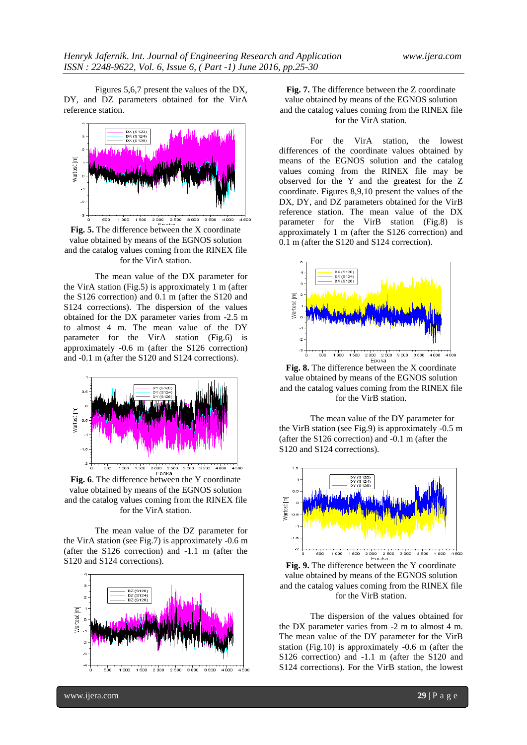Figures 5,6,7 present the values of the DX, DY, and DZ parameters obtained for the VirA reference station.

**Fig. 5.** The difference between the X coordinate value obtained by means of the EGNOS solution and the catalog values coming from the RINEX file for the VirA station.

The mean value of the DX parameter for the VirA station (Fig.5) is approximately 1 m (after the S126 correction) and 0.1 m (after the S120 and S124 corrections). The dispersion of the values obtained for the DX parameter varies from -2.5 m to almost 4 m. The mean value of the DY parameter for the VirA station (Fig.6) is approximately -0.6 m (after the S126 correction) and -0.1 m (after the S120 and S124 corrections).

**Fig. 6**. The difference between the Y coordinate value obtained by means of the EGNOS solution and the catalog values coming from the RINEX file for the VirA station.

The mean value of the DZ parameter for the VirA station (see Fig.7) is approximately -0.6 m (after the S126 correction) and -1.1 m (after the S120 and S124 corrections).

**Fig. 7.** The difference between the Z coordinate value obtained by means of the EGNOS solution and the catalog values coming from the RINEX file for the VirA station.

For the VirA station, the lowest differences of the coordinate values obtained by means of the EGNOS solution and the catalog values coming from the RINEX file may be observed for the Y and the greatest for the Z coordinate. Figures 8,9,10 present the values of the DX, DY, and DZ parameters obtained for the VirB reference station. The mean value of the DX parameter for the VirB station (Fig.8) is approximately 1 m (after the S126 correction) and 0.1 m (after the S120 and S124 correction).

**Fig. 8.** The difference between the X coordinate value obtained by means of the EGNOS solution and the catalog values coming from the RINEX file for the VirB station.

The mean value of the DY parameter for the VirB station (see Fig.9) is approximately -0.5 m (after the S126 correction) and -0.1 m (after the S120 and S124 corrections).

**Fig. 9.** The difference between the Y coordinate value obtained by means of the EGNOS solution and the catalog values coming from the RINEX file for the VirB station.

The dispersion of the values obtained for the DX parameter varies from -2 m to almost 4 m. The mean value of the DY parameter for the VirB station (Fig.10) is approximately -0.6 m (after the S126 correction) and -1.1 m (after the S120 and S124 corrections). For the VirB station, the lowest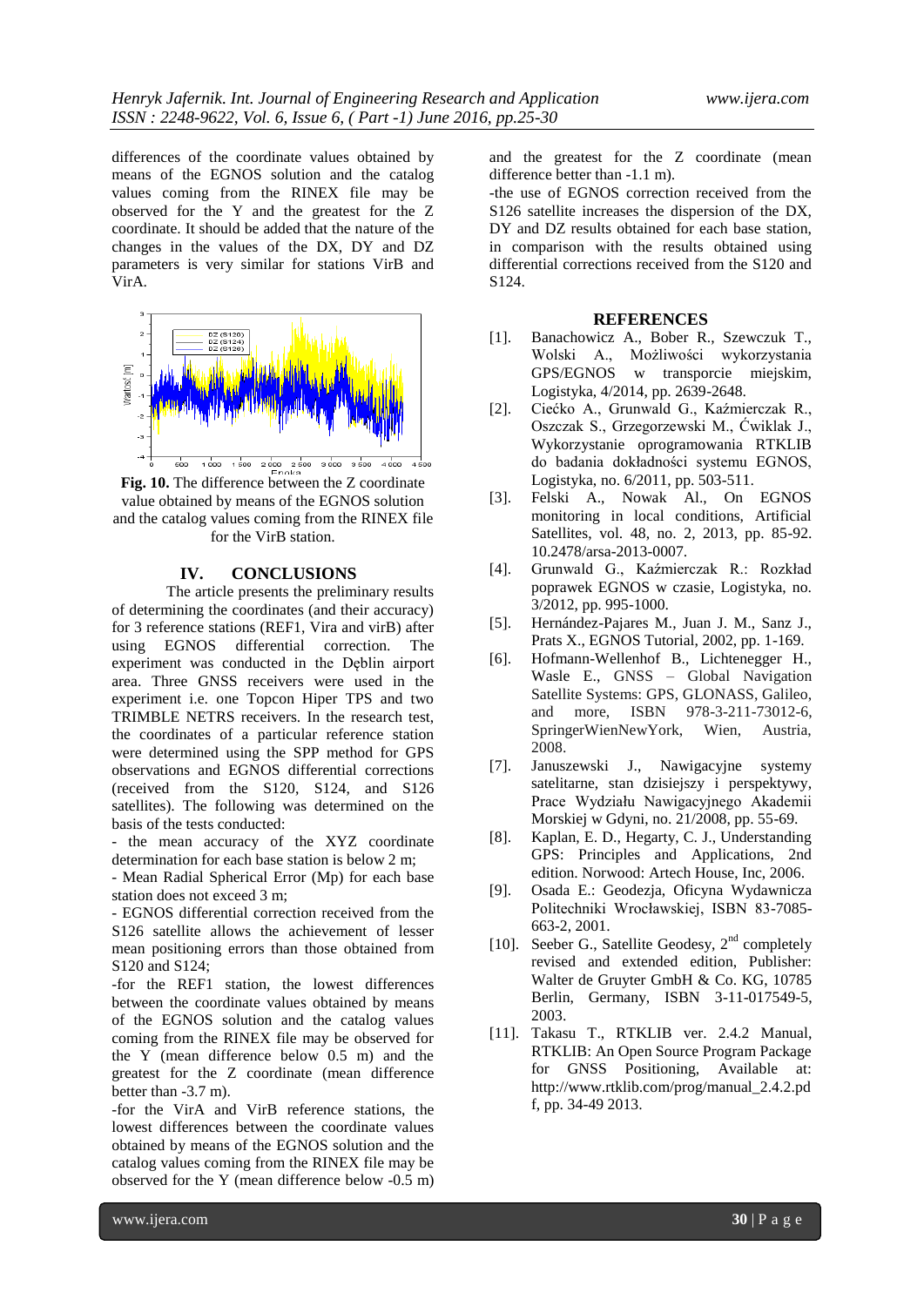differences of the coordinate values obtained by means of the EGNOS solution and the catalog values coming from the RINEX file may be observed for the Y and the greatest for the Z coordinate. It should be added that the nature of the changes in the values of the DX, DY and DZ parameters is very similar for stations VirB and VirA.

DZ (S120)
DZ (S124)
DZ (S126)
Wartość [m]
Epoka

**Fig. 10.** The difference between the Z coordinate value obtained by means of the EGNOS solution and the catalog values coming from the RINEX file for the VirB station.

## IV. CONCLUSIONS

The article presents the preliminary results of determining the coordinates (and their accuracy) for 3 reference stations (REF1, Vira and virB) after using EGNOS differential correction. The experiment was conducted in the Dęblin airport area. Three GNSS receivers were used in the experiment i.e. one Topcon Hiper TPS and two TRIMBLE NETRS receivers. In the research test, the coordinates of a particular reference station were determined using the SPP method for GPS observations and EGNOS differential corrections (received from the S120, S124, and S126 satellites). The following was determined on the basis of the tests conducted:

- the mean accuracy of the XYZ coordinate determination for each base station is below 2 m;
- Mean Radial Spherical Error (Mp) for each base station does not exceed 3 m;
- EGNOS differential correction received from the S126 satellite allows the achievement of lesser mean positioning errors than those obtained from S120 and S124;
- for the REF1 station, the lowest differences between the coordinate values obtained by means of the EGNOS solution and the catalog values coming from the RINEX file may be observed for the Y (mean difference below 0.5 m) and the greatest for the Z coordinate (mean difference better than -3.7 m).
- for the VirA and VirB reference stations, the lowest differences between the coordinate values obtained by means of the EGNOS solution and the catalog values coming from the RINEX file may be observed for the Y (mean difference below -0.5 m) and the greatest for the Z coordinate (mean difference better than -1.1 m).
- the use of EGNOS correction received from the S126 satellite increases the dispersion of the DX, DY and DZ results obtained for each base station, in comparison with the results obtained using differential corrections received from the S120 and S124.

## REFERENCES

[1]. Banachowicz A., Bober R., Szewczuk T., Wolski A., Możliwości wykorzystania GPS/EGNOS w transporcie miejskim, Logistyka, 4/2014, pp. 2639-2648.

[2]. Ciećko A., Grunwald G., Kaźmierczak R., Oszczak S., Grzegorzewski M., Ćwiklak J., Wykorzystanie oprogramowania RTKLIB do badania dokładności systemu EGNOS, Logistyka, no. 6/2011, pp. 503-511.

[3]. Felski A., Nowak Al., On EGNOS monitoring in local conditions, Artificial Satellites, vol. 48, no. 2, 2013, pp. 85-92. 10.2478/arsa-2013-0007.

[4]. Grunwald G., Kaźmierczak R.: Rozkład poprawek EGNOS w czasie, Logistyka, no. 3/2012, pp. 995-1000.

[5]. Hernández-Pajares M., Juan J. M., Sanz J., Prats X., EGNOS Tutorial, 2002, pp. 1-169.

[6]. Hofmann-Wellenhof B., Lichtenegger H., Wasle E., GNSS – Global Navigation Satellite Systems: GPS, GLONASS, Galileo, and more, ISBN 978-3-211-73012-6, SpringerWienNewYork, Wien, Austria, 2008.

[7]. Januszewski J., Nawigacyjne systemy satelitarne, stan dzisiejszy i perspektywy, Prace Wydziału Nawigacyjnego Akademii Morskiej w Gdyni, no. 21/2008, pp. 55-69.

[8]. Kaplan, E. D., Hegarty, C. J., Understanding GPS: Principles and Applications, 2nd edition. Norwood: Artech House, Inc, 2006.

[9]. Osada E.: Geodezja, Oficyna Wydawnicza Politechniki Wrocławskiej, ISBN 83-7085-663-2, 2001.

[10]. Seeber G., Satellite Geodesy, 2nd completely revised and extended edition, Publisher: Walter de Gruyter GmbH & Co. KG, 10785 Berlin, Germany, ISBN 3-11-017549-5, 2003.

[11]. Takasu T., RTKLIB ver. 2.4.2 Manual, RTKLIB: An Open Source Program Package for GNSS Positioning, Available at: http://www.rtklib.com/prog/manual_2.4.2.pdf, pp. 34-49 2013.